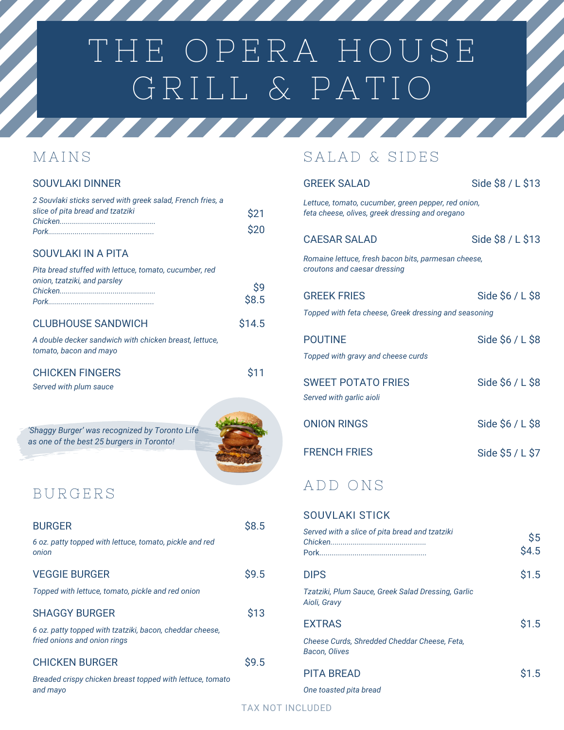# THE OPERA HOUSE GRILL & PATIO

## MAINS

### SOUVLAKI DINNER

*2 Souvlaki sticks served with greek salad, French fries, a slice of pita bread and tzatziki*

*Chicken*.............................................. $21
*Pork*.................................................. $20

### SOUVLAKI IN A PITA

*Pita bread stuffed with lettuce, tomato, cucumber, red onion, tzatziki, and parsley*

*Chicken*.............................................. $9
*Pork*.................................................. $8.5

### CLUBHOUSE SANDWICH — $14.5

*A double decker sandwich with chicken breast, lettuce, tomato, bacon and mayo*

### CHICKEN FINGERS — $11

*Served with plum sauce*

*'Shaggy Burger' was recognized by Toronto Life as one of the best 25 burgers in Toronto!*

## BURGERS

### BURGER — $8.5

*6 oz. patty topped with lettuce, tomato, pickle and red onion*

### VEGGIE BURGER — $9.5

*Topped with lettuce, tomato, pickle and red onion*

### SHAGGY BURGER — $13

*6 oz. patty topped with tzatziki, bacon, cheddar cheese, fried onions and onion rings*

### CHICKEN BURGER — $9.5

*Breaded crispy chicken breast topped with lettuce, tomato and mayo*

## SALAD & SIDES

### GREEK SALAD — Side $8 / L $13

*Lettuce, tomato, cucumber, green pepper, red onion, feta cheese, olives, greek dressing and oregano*

### CAESAR SALAD — Side $8 / L $13

*Romaine lettuce, fresh bacon bits, parmesan cheese, croutons and caesar dressing*

### GREEK FRIES — Side $6 / L $8

*Topped with feta cheese, Greek dressing and seasoning*

### POUTINE — Side $6 / L $8

*Topped with gravy and cheese curds*

### SWEET POTATO FRIES — Side $6 / L $8

*Served with garlic aioli*

### ONION RINGS — Side $6 / L $8

### FRENCH FRIES — Side $5 / L $7

## ADD ONS

### SOUVLAKI STICK

*Served with a slice of pita bread and tzatziki*

*Chicken*.............................................. $5
*Pork*.................................................. $4.5

### DIPS — $1.5

*Tzatziki, Plum Sauce, Greek Salad Dressing, Garlic Aioli, Gravy*

### EXTRAS — $1.5

*Cheese Curds, Shredded Cheddar Cheese, Feta, Bacon, Olives*

### PITA BREAD — $1.5

*One toasted pita bread*

TAX NOT INCLUDED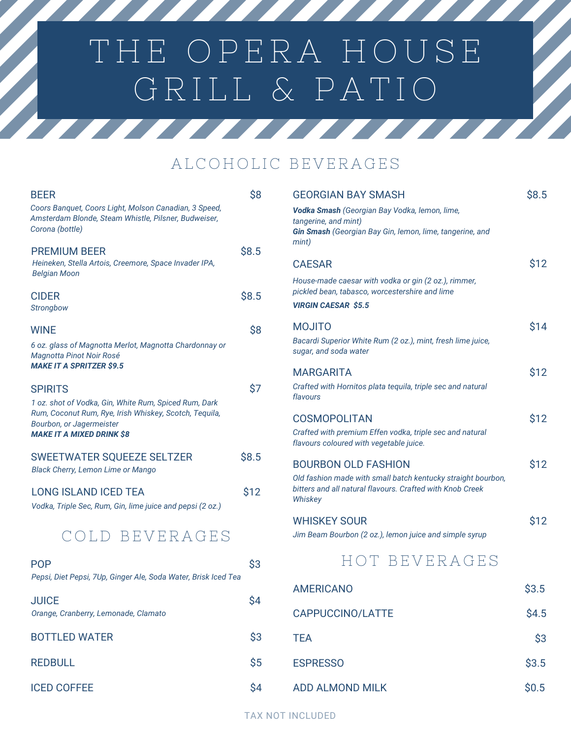# THE OPERA HOUSE GRILL & PATIO

## ALCOHOLIC BEVERAGES

### BEER — $8
*Coors Banquet, Coors Light, Molson Canadian, 3 Speed, Amsterdam Blonde, Steam Whistle, Pilsner, Budweiser, Corona (bottle)*

### PREMIUM BEER — $8.5
*Heineken, Stella Artois, Creemore, Space Invader IPA, Belgian Moon*

### CIDER — $8.5
*Strongbow*

### WINE — $8
*6 oz. glass of Magnotta Merlot, Magnotta Chardonnay or Magnotta Pinot Noir Rosé*
***MAKE IT A SPRITZER $9.5***

### SPIRITS — $7
*1 oz. shot of Vodka, Gin, White Rum, Spiced Rum, Dark Rum, Coconut Rum, Rye, Irish Whiskey, Scotch, Tequila, Bourbon, or Jagermeister*
***MAKE IT A MIXED DRINK $8***

### SWEETWATER SQUEEZE SELTZER — $8.5
*Black Cherry, Lemon Lime or Mango*

### LONG ISLAND ICED TEA — $12
*Vodka, Triple Sec, Rum, Gin, lime juice and pepsi (2 oz.)*

### GEORGIAN BAY SMASH — $8.5
***Vodka Smash*** *(Georgian Bay Vodka, lemon, lime, tangerine, and mint)*
***Gin Smash*** *(Georgian Bay Gin, lemon, lime, tangerine, and mint)*

### CAESAR — $12
*House-made caesar with vodka or gin (2 oz.), rimmer, pickled bean, tabasco, worcestershire and lime*
***VIRGIN CAESAR $5.5***

### MOJITO — $14
*Bacardi Superior White Rum (2 oz.), mint, fresh lime juice, sugar, and soda water*

### MARGARITA — $12
*Crafted with Hornitos plata tequila, triple sec and natural flavours*

### COSMOPOLITAN — $12
*Crafted with premium Effen vodka, triple sec and natural flavours coloured with vegetable juice.*

### BOURBON OLD FASHION — $12
*Old fashion made with small batch kentucky straight bourbon, bitters and all natural flavours. Crafted with Knob Creek Whiskey*

### WHISKEY SOUR — $12
*Jim Beam Bourbon (2 oz.), lemon juice and simple syrup*

## COLD BEVERAGES

### POP — $3
*Pepsi, Diet Pepsi, 7Up, Ginger Ale, Soda Water, Brisk Iced Tea*

### JUICE — $4
*Orange, Cranberry, Lemonade, Clamato*

### BOTTLED WATER — $3

### REDBULL — $5

### ICED COFFEE — $4

## HOT BEVERAGES

| | |
|---|---|
| AMERICANO | $3.5 |
| CAPPUCCINO/LATTE | $4.5 |
| TEA | $3 |
| ESPRESSO | $3.5 |
| ADD ALMOND MILK | $0.5 |

TAX NOT INCLUDED